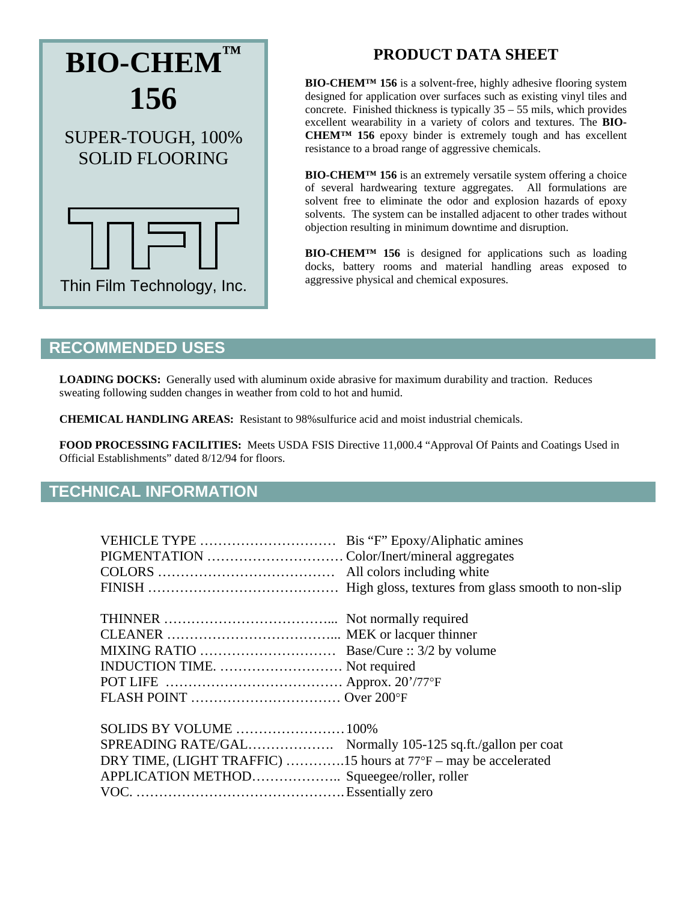# BIO-CHEM™ 156

SUPER-TOUGH, 100% SOLID FLOORING

Thin Film Technology, Inc.

## PRODUCT DATA SHEET

**BIO-CHEM™ 156** is a solvent-free, highly adhesive flooring system designed for application over surfaces such as existing vinyl tiles and concrete. Finished thickness is typically 35 – 55 mils, which provides excellent wearability in a variety of colors and textures. The **BIO-CHEM™ 156** epoxy binder is extremely tough and has excellent resistance to a broad range of aggressive chemicals.

**BIO-CHEM™ 156** is an extremely versatile system offering a choice of several hardwearing texture aggregates. All formulations are solvent free to eliminate the odor and explosion hazards of epoxy solvents. The system can be installed adjacent to other trades without objection resulting in minimum downtime and disruption.

**BIO-CHEM™ 156** is designed for applications such as loading docks, battery rooms and material handling areas exposed to aggressive physical and chemical exposures.

## RECOMMENDED USES

**LOADING DOCKS:** Generally used with aluminum oxide abrasive for maximum durability and traction. Reduces sweating following sudden changes in weather from cold to hot and humid.

**CHEMICAL HANDLING AREAS:** Resistant to 98%sulfurice acid and moist industrial chemicals.

**FOOD PROCESSING FACILITIES:** Meets USDA FSIS Directive 11,000.4 "Approval Of Paints and Coatings Used in Official Establishments" dated 8/12/94 for floors.

## TECHNICAL INFORMATION

VEHICLE TYPE ………………………… Bis "F" Epoxy/Aliphatic amines
PIGMENTATION ………………………… Color/Inert/mineral aggregates
COLORS ………………………………… All colors including white
FINISH …………………………………… High gloss, textures from glass smooth to non-slip

THINNER ………………………………... Not normally required
CLEANER ………………………………... MEK or lacquer thinner
MIXING RATIO ………………………… Base/Cure :: 3/2 by volume
INDUCTION TIME. ……………………… Not required
POT LIFE ………………………………… Approx. 20'/77°F
FLASH POINT …………………………… Over 200°F

SOLIDS BY VOLUME ……………………100%
SPREADING RATE/GAL………………. Normally 105-125 sq.ft./gallon per coat
DRY TIME, (LIGHT TRAFFIC) ………….15 hours at 77°F – may be accelerated
APPLICATION METHOD……………….. Squeegee/roller, roller
VOC. ………………………………………Essentially zero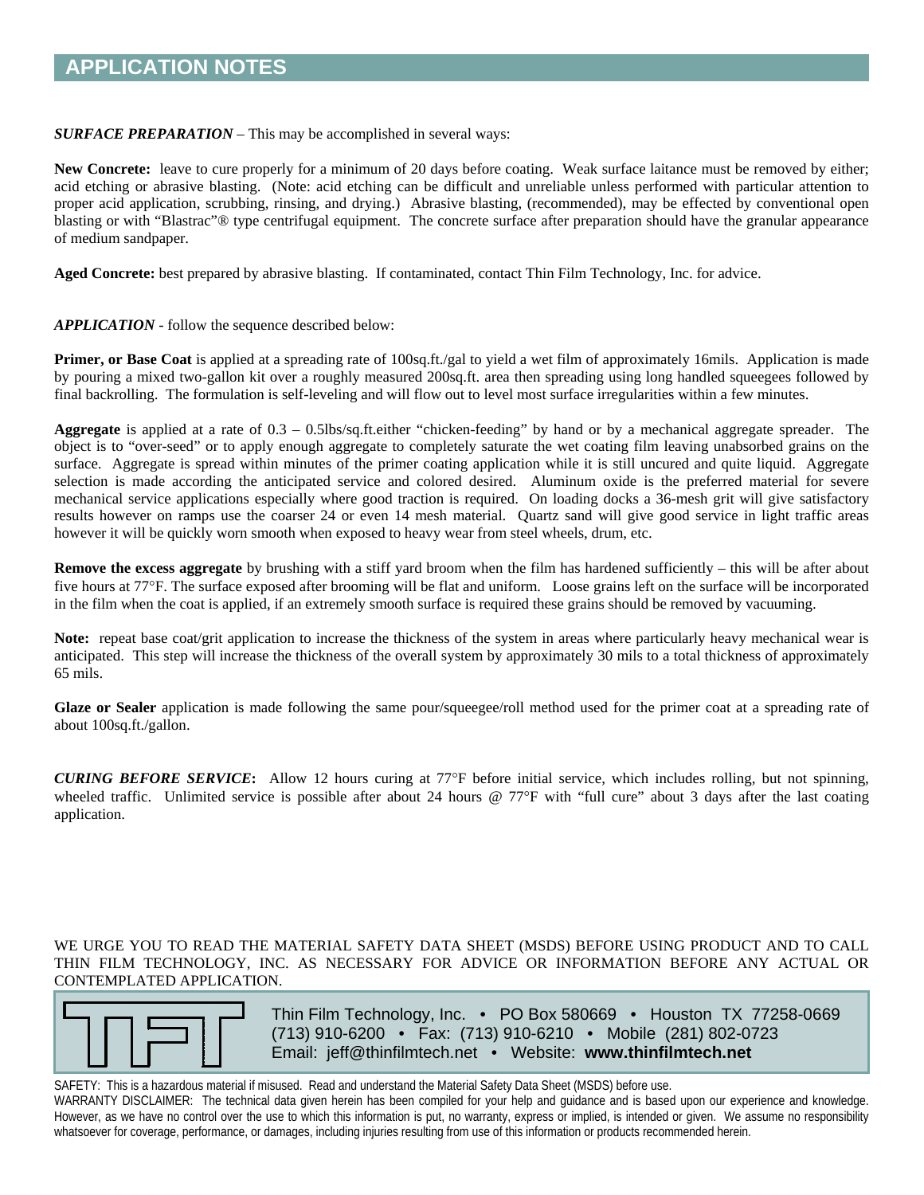## APPLICATION NOTES

***SURFACE PREPARATION*** – This may be accomplished in several ways:

**New Concrete:** leave to cure properly for a minimum of 20 days before coating. Weak surface laitance must be removed by either; acid etching or abrasive blasting. (Note: acid etching can be difficult and unreliable unless performed with particular attention to proper acid application, scrubbing, rinsing, and drying.) Abrasive blasting, (recommended), may be effected by conventional open blasting or with "Blastrac"® type centrifugal equipment. The concrete surface after preparation should have the granular appearance of medium sandpaper.

**Aged Concrete:** best prepared by abrasive blasting. If contaminated, contact Thin Film Technology, Inc. for advice.

***APPLICATION*** - follow the sequence described below:

**Primer, or Base Coat** is applied at a spreading rate of 100sq.ft./gal to yield a wet film of approximately 16mils. Application is made by pouring a mixed two-gallon kit over a roughly measured 200sq.ft. area then spreading using long handled squeegees followed by final backrolling. The formulation is self-leveling and will flow out to level most surface irregularities within a few minutes.

**Aggregate** is applied at a rate of 0.3 – 0.5lbs/sq.ft.either "chicken-feeding" by hand or by a mechanical aggregate spreader. The object is to "over-seed" or to apply enough aggregate to completely saturate the wet coating film leaving unabsorbed grains on the surface. Aggregate is spread within minutes of the primer coating application while it is still uncured and quite liquid. Aggregate selection is made according the anticipated service and colored desired. Aluminum oxide is the preferred material for severe mechanical service applications especially where good traction is required. On loading docks a 36-mesh grit will give satisfactory results however on ramps use the coarser 24 or even 14 mesh material. Quartz sand will give good service in light traffic areas however it will be quickly worn smooth when exposed to heavy wear from steel wheels, drum, etc.

**Remove the excess aggregate** by brushing with a stiff yard broom when the film has hardened sufficiently – this will be after about five hours at 77°F. The surface exposed after brooming will be flat and uniform. Loose grains left on the surface will be incorporated in the film when the coat is applied, if an extremely smooth surface is required these grains should be removed by vacuuming.

**Note:** repeat base coat/grit application to increase the thickness of the system in areas where particularly heavy mechanical wear is anticipated. This step will increase the thickness of the overall system by approximately 30 mils to a total thickness of approximately 65 mils.

**Glaze or Sealer** application is made following the same pour/squeegee/roll method used for the primer coat at a spreading rate of about 100sq.ft./gallon.

***CURING BEFORE SERVICE*:** Allow 12 hours curing at 77°F before initial service, which includes rolling, but not spinning, wheeled traffic. Unlimited service is possible after about 24 hours @ 77°F with "full cure" about 3 days after the last coating application.

WE URGE YOU TO READ THE MATERIAL SAFETY DATA SHEET (MSDS) BEFORE USING PRODUCT AND TO CALL THIN FILM TECHNOLOGY, INC. AS NECESSARY FOR ADVICE OR INFORMATION BEFORE ANY ACTUAL OR CONTEMPLATED APPLICATION.

TFT

Thin Film Technology, Inc. • PO Box 580669 • Houston TX 77258-0669
(713) 910-6200 • Fax: (713) 910-6210 • Mobile (281) 802-0723
Email: jeff@thinfilmtech.net • Website: **www.thinfilmtech.net**

SAFETY: This is a hazardous material if misused. Read and understand the Material Safety Data Sheet (MSDS) before use.
WARRANTY DISCLAIMER: The technical data given herein has been compiled for your help and guidance and is based upon our experience and knowledge. However, as we have no control over the use to which this information is put, no warranty, express or implied, is intended or given. We assume no responsibility whatsoever for coverage, performance, or damages, including injuries resulting from use of this information or products recommended herein.